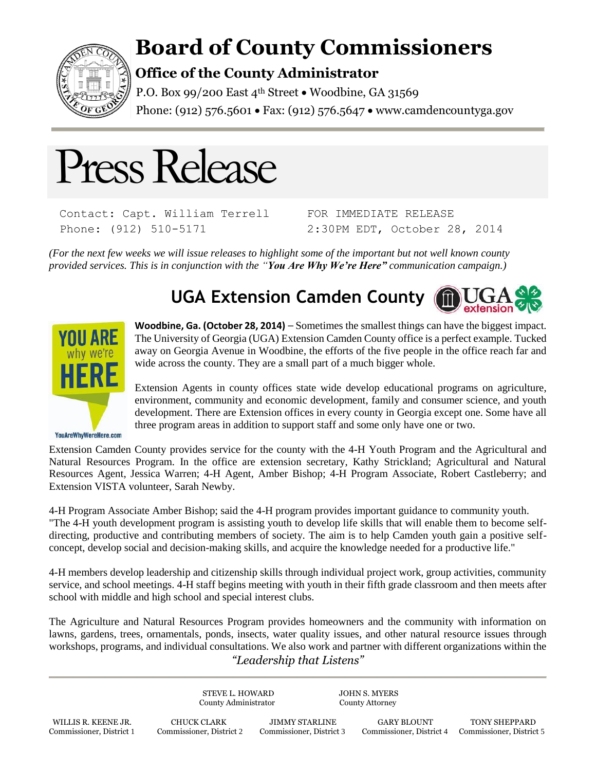# Board of County Commissioners

## Office of the County Administrator

P.O. Box 99/200 East 4th Street • Woodbine, GA 31569
Phone: (912) 576.5601 • Fax: (912) 576.5647 • www.camdencountyga.gov

# Press Release

```
Contact: Capt. William Terrell        FOR IMMEDIATE RELEASE
Phone: (912) 510-5171                 2:30PM EDT, October 28, 2014
```

*(For the next few weeks we will issue releases to highlight some of the important but not well known county provided services. This is in conjunction with the "**You Are Why We're Here**" communication campaign.)*

## UGA Extension Camden County

**Woodbine, Ga. (October 28, 2014)** – Sometimes the smallest things can have the biggest impact. The University of Georgia (UGA) Extension Camden County office is a perfect example. Tucked away on Georgia Avenue in Woodbine, the efforts of the five people in the office reach far and wide across the county. They are a small part of a much bigger whole.

Extension Agents in county offices state wide develop educational programs on agriculture, environment, community and economic development, family and consumer science, and youth development. There are Extension offices in every county in Georgia except one. Some have all three program areas in addition to support staff and some only have one or two.

Extension Camden County provides service for the county with the 4-H Youth Program and the Agricultural and Natural Resources Program. In the office are extension secretary, Kathy Strickland; Agricultural and Natural Resources Agent, Jessica Warren; 4-H Agent, Amber Bishop; 4-H Program Associate, Robert Castleberry; and Extension VISTA volunteer, Sarah Newby.

4-H Program Associate Amber Bishop; said the 4-H program provides important guidance to community youth. "The 4-H youth development program is assisting youth to develop life skills that will enable them to become self-directing, productive and contributing members of society. The aim is to help Camden youth gain a positive self-concept, develop social and decision-making skills, and acquire the knowledge needed for a productive life."

4-H members develop leadership and citizenship skills through individual project work, group activities, community service, and school meetings. 4-H staff begins meeting with youth in their fifth grade classroom and then meets after school with middle and high school and special interest clubs.

The Agriculture and Natural Resources Program provides homeowners and the community with information on lawns, gardens, trees, ornamentals, ponds, insects, water quality issues, and other natural resource issues through workshops, programs, and individual consultations. We also work and partner with different organizations within the

*"Leadership that Listens"*

STEVE L. HOWARD, County Administrator
JOHN S. MYERS, County Attorney

WILLIS R. KEENE JR., Commissioner, District 1
CHUCK CLARK, Commissioner, District 2
JIMMY STARLINE, Commissioner, District 3
GARY BLOUNT, Commissioner, District 4
TONY SHEPPARD, Commissioner, District 5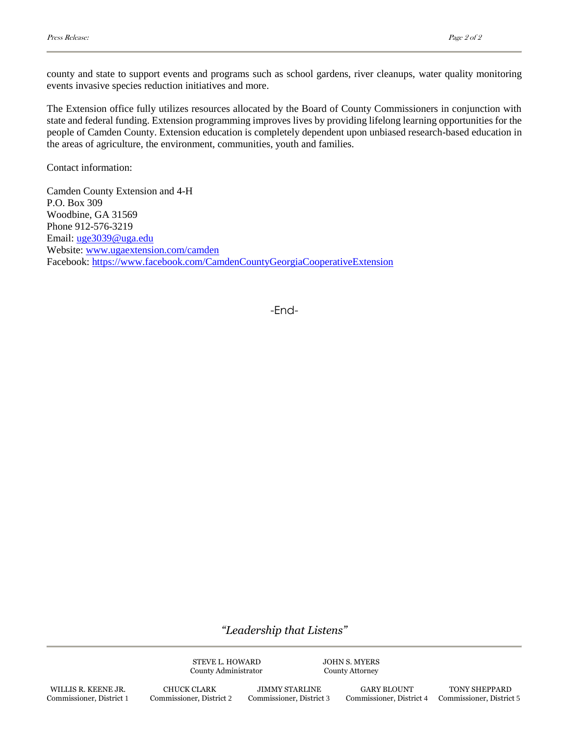county and state to support events and programs such as school gardens, river cleanups, water quality monitoring events invasive species reduction initiatives and more.

The Extension office fully utilizes resources allocated by the Board of County Commissioners in conjunction with state and federal funding. Extension programming improves lives by providing lifelong learning opportunities for the people of Camden County. Extension education is completely dependent upon unbiased research-based education in the areas of agriculture, the environment, communities, youth and families.

Contact information:

Camden County Extension and 4-H
P.O. Box 309
Woodbine, GA 31569
Phone 912-576-3219
Email: uge3039@uga.edu
Website: www.ugaextension.com/camden
Facebook: https://www.facebook.com/CamdenCountyGeorgiaCooperativeExtension

-End-

*"Leadership that Listens"*

STEVE L. HOWARD
County Administrator

JOHN S. MYERS
County Attorney

WILLIS R. KEENE JR.
Commissioner, District 1

CHUCK CLARK
Commissioner, District 2

JIMMY STARLINE
Commissioner, District 3

GARY BLOUNT
Commissioner, District 4

TONY SHEPPARD
Commissioner, District 5